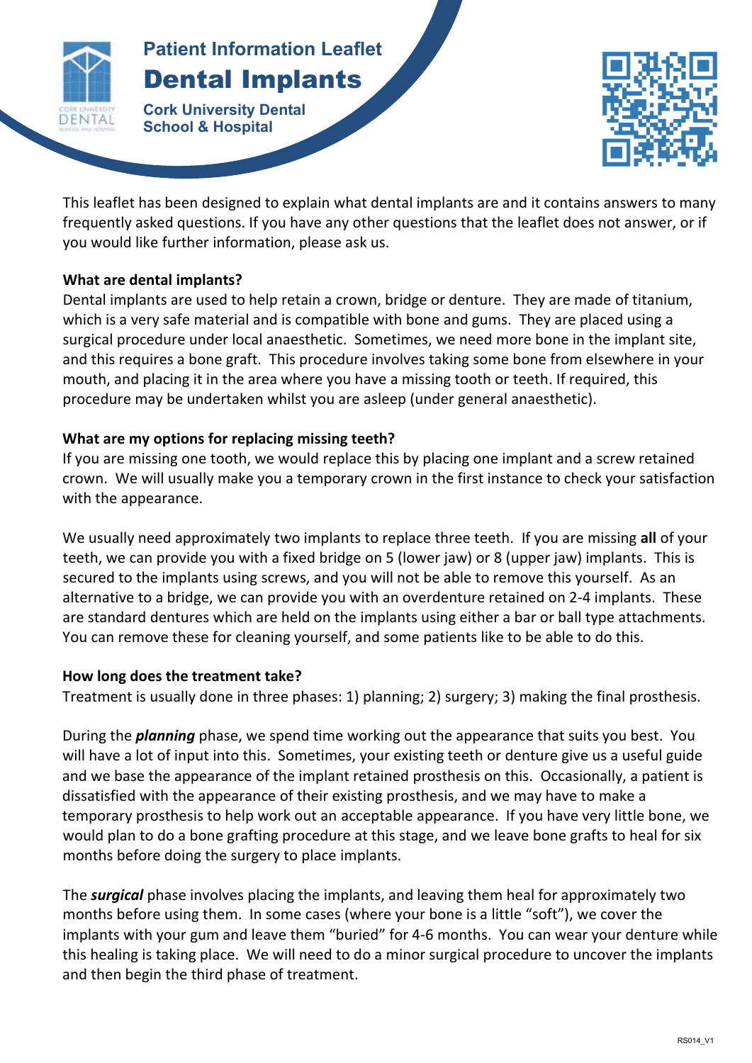Patient Information Leaflet

# Dental Implants

Cork University Dental School & Hospital

This leaflet has been designed to explain what dental implants are and it contains answers to many frequently asked questions. If you have any other questions that the leaflet does not answer, or if you would like further information, please ask us.

**What are dental implants?**

Dental implants are used to help retain a crown, bridge or denture. They are made of titanium, which is a very safe material and is compatible with bone and gums. They are placed using a surgical procedure under local anaesthetic. Sometimes, we need more bone in the implant site, and this requires a bone graft. This procedure involves taking some bone from elsewhere in your mouth, and placing it in the area where you have a missing tooth or teeth. If required, this procedure may be undertaken whilst you are asleep (under general anaesthetic).

**What are my options for replacing missing teeth?**

If you are missing one tooth, we would replace this by placing one implant and a screw retained crown. We will usually make you a temporary crown in the first instance to check your satisfaction with the appearance.

We usually need approximately two implants to replace three teeth. If you are missing **all** of your teeth, we can provide you with a fixed bridge on 5 (lower jaw) or 8 (upper jaw) implants. This is secured to the implants using screws, and you will not be able to remove this yourself. As an alternative to a bridge, we can provide you with an overdenture retained on 2-4 implants. These are standard dentures which are held on the implants using either a bar or ball type attachments. You can remove these for cleaning yourself, and some patients like to be able to do this.

**How long does the treatment take?**

Treatment is usually done in three phases: 1) planning; 2) surgery; 3) making the final prosthesis.

During the ***planning*** phase, we spend time working out the appearance that suits you best. You will have a lot of input into this. Sometimes, your existing teeth or denture give us a useful guide and we base the appearance of the implant retained prosthesis on this. Occasionally, a patient is dissatisfied with the appearance of their existing prosthesis, and we may have to make a temporary prosthesis to help work out an acceptable appearance. If you have very little bone, we would plan to do a bone grafting procedure at this stage, and we leave bone grafts to heal for six months before doing the surgery to place implants.

The ***surgical*** phase involves placing the implants, and leaving them heal for approximately two months before using them. In some cases (where your bone is a little "soft"), we cover the implants with your gum and leave them "buried" for 4-6 months. You can wear your denture while this healing is taking place. We will need to do a minor surgical procedure to uncover the implants and then begin the third phase of treatment.

RS014_V1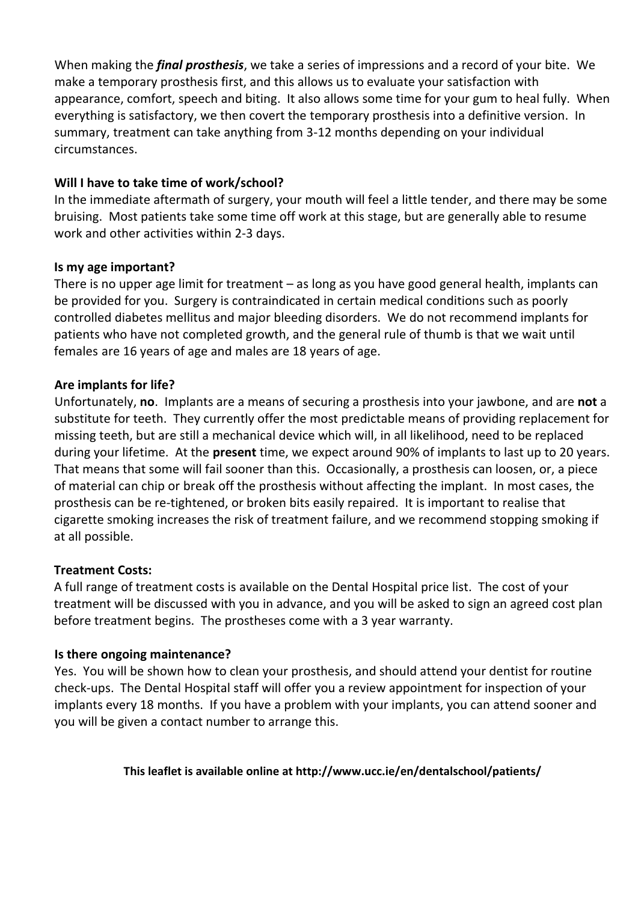When making the ***final prosthesis***, we take a series of impressions and a record of your bite. We make a temporary prosthesis first, and this allows us to evaluate your satisfaction with appearance, comfort, speech and biting. It also allows some time for your gum to heal fully. When everything is satisfactory, we then covert the temporary prosthesis into a definitive version. In summary, treatment can take anything from 3-12 months depending on your individual circumstances.

**Will I have to take time of work/school?**

In the immediate aftermath of surgery, your mouth will feel a little tender, and there may be some bruising. Most patients take some time off work at this stage, but are generally able to resume work and other activities within 2-3 days.

**Is my age important?**

There is no upper age limit for treatment – as long as you have good general health, implants can be provided for you. Surgery is contraindicated in certain medical conditions such as poorly controlled diabetes mellitus and major bleeding disorders. We do not recommend implants for patients who have not completed growth, and the general rule of thumb is that we wait until females are 16 years of age and males are 18 years of age.

**Are implants for life?**

Unfortunately, **no**. Implants are a means of securing a prosthesis into your jawbone, and are **not** a substitute for teeth. They currently offer the most predictable means of providing replacement for missing teeth, but are still a mechanical device which will, in all likelihood, need to be replaced during your lifetime. At the **present** time, we expect around 90% of implants to last up to 20 years. That means that some will fail sooner than this. Occasionally, a prosthesis can loosen, or, a piece of material can chip or break off the prosthesis without affecting the implant. In most cases, the prosthesis can be re-tightened, or broken bits easily repaired. It is important to realise that cigarette smoking increases the risk of treatment failure, and we recommend stopping smoking if at all possible.

**Treatment Costs:**

A full range of treatment costs is available on the Dental Hospital price list. The cost of your treatment will be discussed with you in advance, and you will be asked to sign an agreed cost plan before treatment begins. The prostheses come with a 3 year warranty.

**Is there ongoing maintenance?**

Yes. You will be shown how to clean your prosthesis, and should attend your dentist for routine check-ups. The Dental Hospital staff will offer you a review appointment for inspection of your implants every 18 months. If you have a problem with your implants, you can attend sooner and you will be given a contact number to arrange this.

**This leaflet is available online at http://www.ucc.ie/en/dentalschool/patients/**